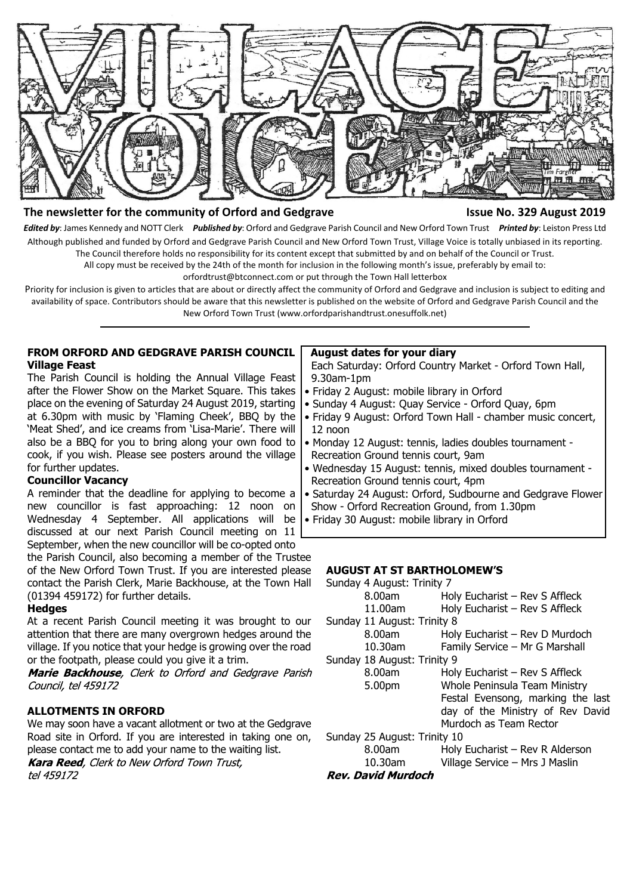# VILLAGE VOICE

**The newsletter for the community of Orford and Gedgrave** **Issue No. 329 August 2019**

***Edited by***: James Kennedy and NOTT Clerk ***Published by***: Orford and Gedgrave Parish Council and New Orford Town Trust ***Printed by***: Leiston Press Ltd

Although published and funded by Orford and Gedgrave Parish Council and New Orford Town Trust, Village Voice is totally unbiased in its reporting. The Council therefore holds no responsibility for its content except that submitted by and on behalf of the Council or Trust.

All copy must be received by the 24th of the month for inclusion in the following month's issue, preferably by email to: orfordtrust@btconnect.com or put through the Town Hall letterbox

Priority for inclusion is given to articles that are about or directly affect the community of Orford and Gedgrave and inclusion is subject to editing and availability of space. Contributors should be aware that this newsletter is published on the website of Orford and Gedgrave Parish Council and the New Orford Town Trust (www.orfordparishandtrust.onesuffolk.net)

---

## FROM ORFORD AND GEDGRAVE PARISH COUNCIL

### Village Feast

The Parish Council is holding the Annual Village Feast after the Flower Show on the Market Square. This takes place on the evening of Saturday 24 August 2019, starting at 6.30pm with music by 'Flaming Cheek', BBQ by the 'Meat Shed', and ice creams from 'Lisa-Marie'. There will also be a BBQ for you to bring along your own food to cook, if you wish. Please see posters around the village for further updates.

### Councillor Vacancy

A reminder that the deadline for applying to become a new councillor is fast approaching: 12 noon on Wednesday 4 September. All applications will be discussed at our next Parish Council meeting on 11 September, when the new councillor will be co-opted onto the Parish Council, also becoming a member of the Trustee of the New Orford Town Trust. If you are interested please contact the Parish Clerk, Marie Backhouse, at the Town Hall (01394 459172) for further details.

### Hedges

At a recent Parish Council meeting it was brought to our attention that there are many overgrown hedges around the village. If you notice that your hedge is growing over the road or the footpath, please could you give it a trim.

***Marie Backhouse****, Clerk to Orford and Gedgrave Parish Council, tel 459172*

## ALLOTMENTS IN ORFORD

We may soon have a vacant allotment or two at the Gedgrave Road site in Orford. If you are interested in taking one on, please contact me to add your name to the waiting list.

***Kara Reed****, Clerk to New Orford Town Trust, tel 459172*

## August dates for your diary

Each Saturday: Orford Country Market - Orford Town Hall, 9.30am-1pm

- Friday 2 August: mobile library in Orford
- Sunday 4 August: Quay Service - Orford Quay, 6pm
- Friday 9 August: Orford Town Hall - chamber music concert, 12 noon
- Monday 12 August: tennis, ladies doubles tournament - Recreation Ground tennis court, 9am
- Wednesday 15 August: tennis, mixed doubles tournament - Recreation Ground tennis court, 4pm
- Saturday 24 August: Orford, Sudbourne and Gedgrave Flower Show - Orford Recreation Ground, from 1.30pm
- Friday 30 August: mobile library in Orford

## AUGUST AT ST BARTHOLOMEW'S

Sunday 4 August: Trinity 7
- 8.00am Holy Eucharist – Rev S Affleck
- 11.00am Holy Eucharist – Rev S Affleck

Sunday 11 August: Trinity 8
- 8.00am Holy Eucharist – Rev D Murdoch
- 10.30am Family Service – Mr G Marshall

Sunday 18 August: Trinity 9
- 8.00am Holy Eucharist – Rev S Affleck
- 5.00pm Whole Peninsula Team Ministry Festal Evensong, marking the last day of the Ministry of Rev David Murdoch as Team Rector

Sunday 25 August: Trinity 10
- 8.00am Holy Eucharist – Rev R Alderson
- 10.30am Village Service – Mrs J Maslin

***Rev. David Murdoch***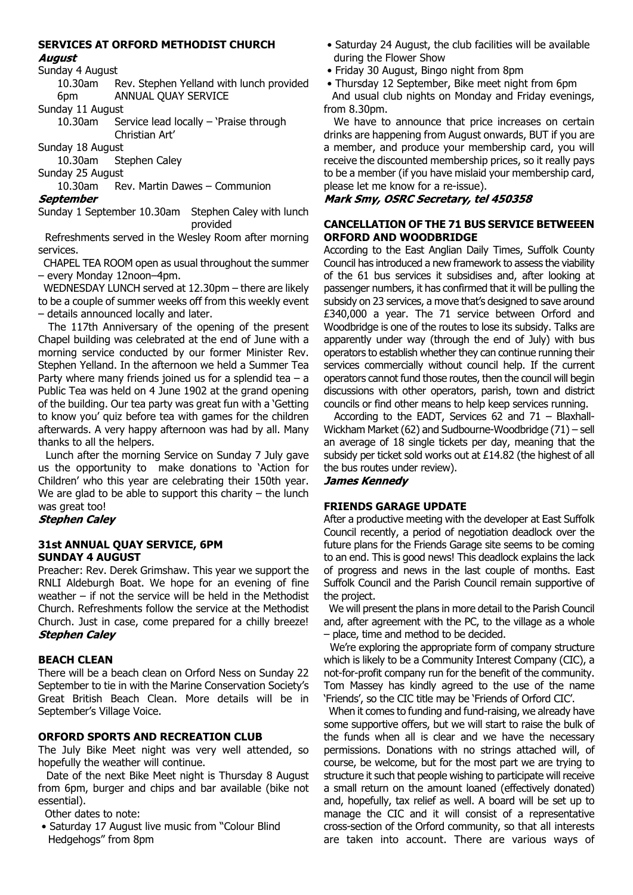## SERVICES AT ORFORD METHODIST CHURCH

***August***

Sunday 4 August

10.30am Rev. Stephen Yelland with lunch provided
6pm ANNUAL QUAY SERVICE

Sunday 11 August

10.30am Service lead locally – 'Praise through Christian Art'

Sunday 18 August

10.30am Stephen Caley

Sunday 25 August

10.30am Rev. Martin Dawes – Communion

***September***

Sunday 1 September 10.30am Stephen Caley with lunch provided

Refreshments served in the Wesley Room after morning services.

CHAPEL TEA ROOM open as usual throughout the summer – every Monday 12noon–4pm.

WEDNESDAY LUNCH served at 12.30pm – there are likely to be a couple of summer weeks off from this weekly event – details announced locally and later.

The 117th Anniversary of the opening of the present Chapel building was celebrated at the end of June with a morning service conducted by our former Minister Rev. Stephen Yelland. In the afternoon we held a Summer Tea Party where many friends joined us for a splendid tea – a Public Tea was held on 4 June 1902 at the grand opening of the building. Our tea party was great fun with a 'Getting to know you' quiz before tea with games for the children afterwards. A very happy afternoon was had by all. Many thanks to all the helpers.

Lunch after the morning Service on Sunday 7 July gave us the opportunity to make donations to 'Action for Children' who this year are celebrating their 150th year. We are glad to be able to support this charity – the lunch was great too!

***Stephen Caley***

## 31st ANNUAL QUAY SERVICE, 6PM SUNDAY 4 AUGUST

Preacher: Rev. Derek Grimshaw. This year we support the RNLI Aldeburgh Boat. We hope for an evening of fine weather – if not the service will be held in the Methodist Church. Refreshments follow the service at the Methodist Church. Just in case, come prepared for a chilly breeze!

***Stephen Caley***

## BEACH CLEAN

There will be a beach clean on Orford Ness on Sunday 22 September to tie in with the Marine Conservation Society's Great British Beach Clean. More details will be in September's Village Voice.

## ORFORD SPORTS AND RECREATION CLUB

The July Bike Meet night was very well attended, so hopefully the weather will continue.

Date of the next Bike Meet night is Thursday 8 August from 6pm, burger and chips and bar available (bike not essential).

Other dates to note:

- Saturday 17 August live music from "Colour Blind Hedgehogs" from 8pm
- Saturday 24 August, the club facilities will be available during the Flower Show
- Friday 30 August, Bingo night from 8pm
- Thursday 12 September, Bike meet night from 6pm

And usual club nights on Monday and Friday evenings, from 8.30pm.

We have to announce that price increases on certain drinks are happening from August onwards, BUT if you are a member, and produce your membership card, you will receive the discounted membership prices, so it really pays to be a member (if you have mislaid your membership card, please let me know for a re-issue).

***Mark Smy, OSRC Secretary, tel 450358***

## CANCELLATION OF THE 71 BUS SERVICE BETWEEEN ORFORD AND WOODBRIDGE

According to the East Anglian Daily Times, Suffolk County Council has introduced a new framework to assess the viability of the 61 bus services it subsidises and, after looking at passenger numbers, it has confirmed that it will be pulling the subsidy on 23 services, a move that's designed to save around £340,000 a year. The 71 service between Orford and Woodbridge is one of the routes to lose its subsidy. Talks are apparently under way (through the end of July) with bus operators to establish whether they can continue running their services commercially without council help. If the current operators cannot fund those routes, then the council will begin discussions with other operators, parish, town and district councils or find other means to help keep services running.

According to the EADT, Services 62 and 71 – Blaxhall-Wickham Market (62) and Sudbourne-Woodbridge (71) – sell an average of 18 single tickets per day, meaning that the subsidy per ticket sold works out at £14.82 (the highest of all the bus routes under review).

***James Kennedy***

## FRIENDS GARAGE UPDATE

After a productive meeting with the developer at East Suffolk Council recently, a period of negotiation deadlock over the future plans for the Friends Garage site seems to be coming to an end. This is good news! This deadlock explains the lack of progress and news in the last couple of months. East Suffolk Council and the Parish Council remain supportive of the project.

We will present the plans in more detail to the Parish Council and, after agreement with the PC, to the village as a whole – place, time and method to be decided.

We're exploring the appropriate form of company structure which is likely to be a Community Interest Company (CIC), a not-for-profit company run for the benefit of the community. Tom Massey has kindly agreed to the use of the name 'Friends', so the CIC title may be 'Friends of Orford CIC'.

When it comes to funding and fund-raising, we already have some supportive offers, but we will start to raise the bulk of the funds when all is clear and we have the necessary permissions. Donations with no strings attached will, of course, be welcome, but for the most part we are trying to structure it such that people wishing to participate will receive a small return on the amount loaned (effectively donated) and, hopefully, tax relief as well. A board will be set up to manage the CIC and it will consist of a representative cross-section of the Orford community, so that all interests are taken into account. There are various ways of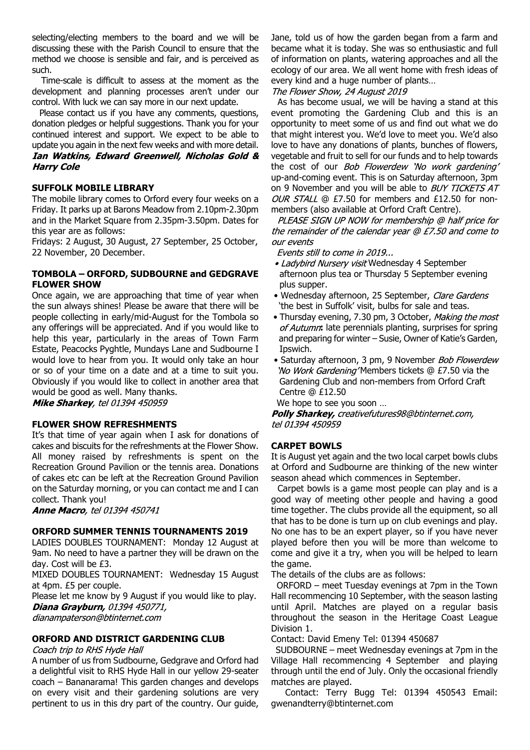selecting/electing members to the board and we will be discussing these with the Parish Council to ensure that the method we choose is sensible and fair, and is perceived as such.

Time-scale is difficult to assess at the moment as the development and planning processes aren't under our control. With luck we can say more in our next update.

Please contact us if you have any comments, questions, donation pledges or helpful suggestions. Thank you for your continued interest and support. We expect to be able to update you again in the next few weeks and with more detail.

***Ian Watkins, Edward Greenwell, Nicholas Gold & Harry Cole***

### SUFFOLK MOBILE LIBRARY

The mobile library comes to Orford every four weeks on a Friday. It parks up at Barons Meadow from 2.10pm-2.30pm and in the Market Square from 2.35pm-3.50pm. Dates for this year are as follows:

Fridays: 2 August, 30 August, 27 September, 25 October, 22 November, 20 December.

### TOMBOLA – ORFORD, SUDBOURNE and GEDGRAVE FLOWER SHOW

Once again, we are approaching that time of year when the sun always shines! Please be aware that there will be people collecting in early/mid-August for the Tombola so any offerings will be appreciated. And if you would like to help this year, particularly in the areas of Town Farm Estate, Peacocks Pyghtle, Mundays Lane and Sudbourne I would love to hear from you. It would only take an hour or so of your time on a date and at a time to suit you. Obviously if you would like to collect in another area that would be good as well. Many thanks.

***Mike Sharkey**, tel 01394 450959*

### FLOWER SHOW REFRESHMENTS

It's that time of year again when I ask for donations of cakes and biscuits for the refreshments at the Flower Show. All money raised by refreshments is spent on the Recreation Ground Pavilion or the tennis area. Donations of cakes etc can be left at the Recreation Ground Pavilion on the Saturday morning, or you can contact me and I can collect. Thank you!

***Anne Macro**, tel 01394 450741*

### ORFORD SUMMER TENNIS TOURNAMENTS 2019

LADIES DOUBLES TOURNAMENT: Monday 12 August at 9am. No need to have a partner they will be drawn on the day. Cost will be £3.

MIXED DOUBLES TOURNAMENT: Wednesday 15 August at 4pm. £5 per couple.

Please let me know by 9 August if you would like to play.

***Diana Grayburn,** 01394 450771, dianampaterson@btinternet.com*

### ORFORD AND DISTRICT GARDENING CLUB

*Coach trip to RHS Hyde Hall*

A number of us from Sudbourne, Gedgrave and Orford had a delightful visit to RHS Hyde Hall in our yellow 29-seater coach – Bananarama! This garden changes and develops on every visit and their gardening solutions are very pertinent to us in this dry part of the country. Our guide, Jane, told us of how the garden began from a farm and became what it is today. She was so enthusiastic and full of information on plants, watering approaches and all the ecology of our area. We all went home with fresh ideas of every kind and a huge number of plants…

*The Flower Show, 24 August 2019*

As has become usual, we will be having a stand at this event promoting the Gardening Club and this is an opportunity to meet some of us and find out what we do that might interest you. We'd love to meet you. We'd also love to have any donations of plants, bunches of flowers, vegetable and fruit to sell for our funds and to help towards the cost of our *Bob Flowerdew 'No work gardening'* up-and-coming event. This is on Saturday afternoon, 3pm on 9 November and you will be able to *BUY TICKETS AT OUR STALL* @ £7.50 for members and £12.50 for non-members (also available at Orford Craft Centre).

*PLEASE SIGN UP NOW for membership @ half price for the remainder of the calendar year @ £7.50 and come to our events*

*Events still to come in 2019...*

- *Ladybird Nursery visit* Wednesday 4 September afternoon plus tea or Thursday 5 September evening plus supper.
- Wednesday afternoon, 25 September, *Clare Gardens* 'the best in Suffolk' visit, bulbs for sale and teas.
- Thursday evening, 7.30 pm, 3 October, *Making the most of Autumn*: late perennials planting, surprises for spring and preparing for winter – Susie, Owner of Katie's Garden, Ipswich.
- Saturday afternoon, 3 pm, 9 November *Bob Flowerdew 'No Work Gardening'* Members tickets @ £7.50 via the Gardening Club and non-members from Orford Craft Centre @ £12.50

We hope to see you soon …

***Polly Sharkey,** creativefutures98@btinternet.com, tel 01394 450959*

### CARPET BOWLS

It is August yet again and the two local carpet bowls clubs at Orford and Sudbourne are thinking of the new winter season ahead which commences in September.

Carpet bowls is a game most people can play and is a good way of meeting other people and having a good time together. The clubs provide all the equipment, so all that has to be done is turn up on club evenings and play. No one has to be an expert player, so if you have never played before then you will be more than welcome to come and give it a try, when you will be helped to learn the game.

The details of the clubs are as follows:

ORFORD – meet Tuesday evenings at 7pm in the Town Hall recommencing 10 September, with the season lasting until April. Matches are played on a regular basis throughout the season in the Heritage Coast League Division 1.

Contact: David Emeny Tel: 01394 450687

SUDBOURNE – meet Wednesday evenings at 7pm in the Village Hall recommencing 4 September and playing through until the end of July. Only the occasional friendly matches are played.

Contact: Terry Bugg Tel: 01394 450543 Email: gwenandterry@btinternet.com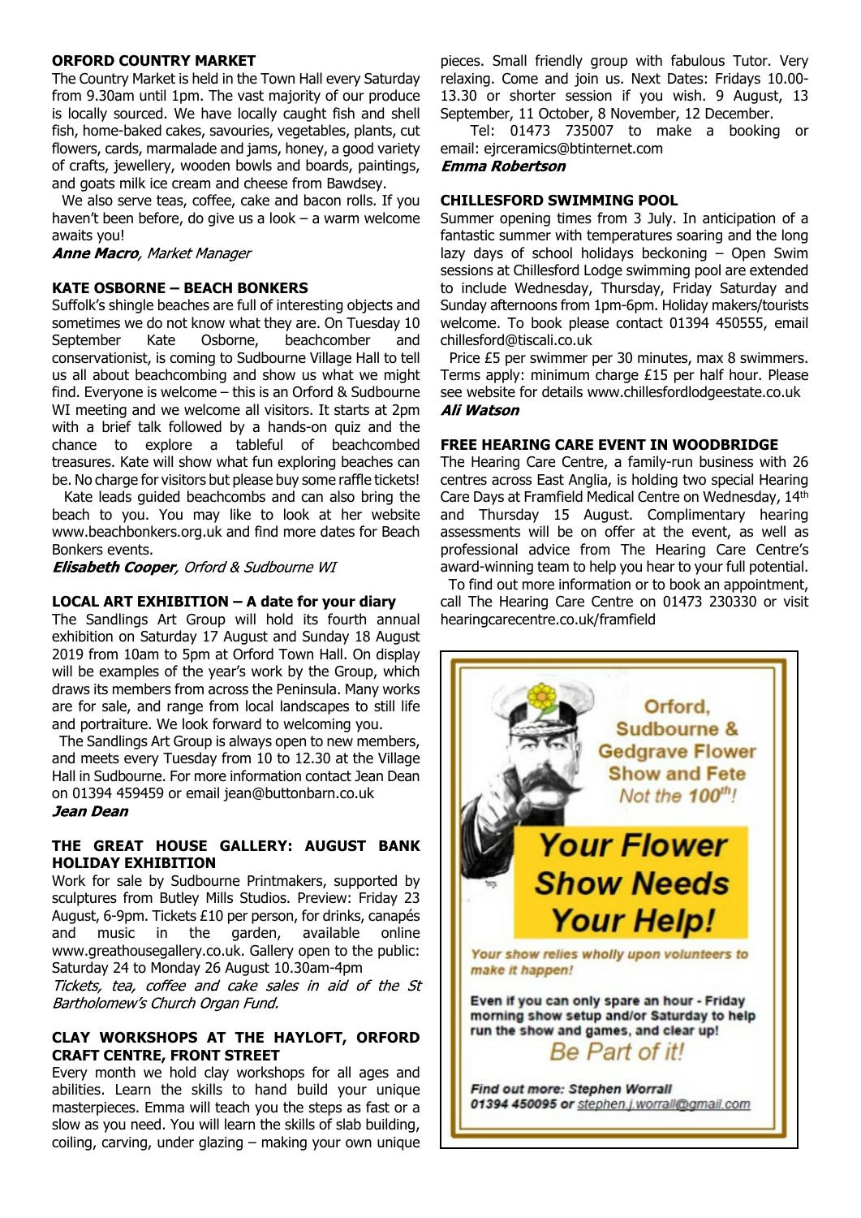### ORFORD COUNTRY MARKET

The Country Market is held in the Town Hall every Saturday from 9.30am until 1pm. The vast majority of our produce is locally sourced. We have locally caught fish and shell fish, home-baked cakes, savouries, vegetables, plants, cut flowers, cards, marmalade and jams, honey, a good variety of crafts, jewellery, wooden bowls and boards, paintings, and goats milk ice cream and cheese from Bawdsey.

We also serve teas, coffee, cake and bacon rolls. If you haven't been before, do give us a look – a warm welcome awaits you!

***Anne Macro**, Market Manager*

### KATE OSBORNE – BEACH BONKERS

Suffolk's shingle beaches are full of interesting objects and sometimes we do not know what they are. On Tuesday 10 September Kate Osborne, beachcomber and conservationist, is coming to Sudbourne Village Hall to tell us all about beachcombing and show us what we might find. Everyone is welcome – this is an Orford & Sudbourne WI meeting and we welcome all visitors. It starts at 2pm with a brief talk followed by a hands-on quiz and the chance to explore a tableful of beachcombed treasures. Kate will show what fun exploring beaches can be. No charge for visitors but please buy some raffle tickets!

Kate leads guided beachcombs and can also bring the beach to you. You may like to look at her website www.beachbonkers.org.uk and find more dates for Beach Bonkers events.

***Elisabeth Cooper**, Orford & Sudbourne WI*

### LOCAL ART EXHIBITION – A date for your diary

The Sandlings Art Group will hold its fourth annual exhibition on Saturday 17 August and Sunday 18 August 2019 from 10am to 5pm at Orford Town Hall. On display will be examples of the year's work by the Group, which draws its members from across the Peninsula. Many works are for sale, and range from local landscapes to still life and portraiture. We look forward to welcoming you.

The Sandlings Art Group is always open to new members, and meets every Tuesday from 10 to 12.30 at the Village Hall in Sudbourne. For more information contact Jean Dean on 01394 459459 or email jean@buttonbarn.co.uk

***Jean Dean***

### THE GREAT HOUSE GALLERY: AUGUST BANK HOLIDAY EXHIBITION

Work for sale by Sudbourne Printmakers, supported by sculptures from Butley Mills Studios. Preview: Friday 23 August, 6-9pm. Tickets £10 per person, for drinks, canapés and music in the garden, available online www.greathousegallery.co.uk. Gallery open to the public: Saturday 24 to Monday 26 August 10.30am-4pm

*Tickets, tea, coffee and cake sales in aid of the St Bartholomew's Church Organ Fund.*

### CLAY WORKSHOPS AT THE HAYLOFT, ORFORD CRAFT CENTRE, FRONT STREET

Every month we hold clay workshops for all ages and abilities. Learn the skills to hand build your unique masterpieces. Emma will teach you the steps as fast or a slow as you need. You will learn the skills of slab building, coiling, carving, under glazing – making your own unique pieces. Small friendly group with fabulous Tutor. Very relaxing. Come and join us. Next Dates: Fridays 10.00-13.30 or shorter session if you wish. 9 August, 13 September, 11 October, 8 November, 12 December.

Tel: 01473 735007 to make a booking or email: ejrceramics@btinternet.com

***Emma Robertson***

### CHILLESFORD SWIMMING POOL

Summer opening times from 3 July. In anticipation of a fantastic summer with temperatures soaring and the long lazy days of school holidays beckoning – Open Swim sessions at Chillesford Lodge swimming pool are extended to include Wednesday, Thursday, Friday Saturday and Sunday afternoons from 1pm-6pm. Holiday makers/tourists welcome. To book please contact 01394 450555, email chillesford@tiscali.co.uk

Price £5 per swimmer per 30 minutes, max 8 swimmers. Terms apply: minimum charge £15 per half hour. Please see website for details www.chillesfordlodgeestate.co.uk

***Ali Watson***

### FREE HEARING CARE EVENT IN WOODBRIDGE

The Hearing Care Centre, a family-run business with 26 centres across East Anglia, is holding two special Hearing Care Days at Framfield Medical Centre on Wednesday, 14th and Thursday 15 August. Complimentary hearing assessments will be on offer at the event, as well as professional advice from The Hearing Care Centre's award-winning team to help you hear to your full potential.

To find out more information or to book an appointment, call The Hearing Care Centre on 01473 230330 or visit hearingcarecentre.co.uk/framfield

**Orford, Sudbourne & Gedgrave Flower Show and Fete**

*Not the **100th**!*

## *Your Flower Show Needs Your Help!*

***Your show relies wholly upon volunteers to make it happen!***

**Even if you can only spare an hour - Friday morning show setup and/or Saturday to help run the show and games, and clear up!**

*Be Part of it!*

***Find out more: Stephen Worrall 01394 450095 or stephen.j.worrall@gmail.com***